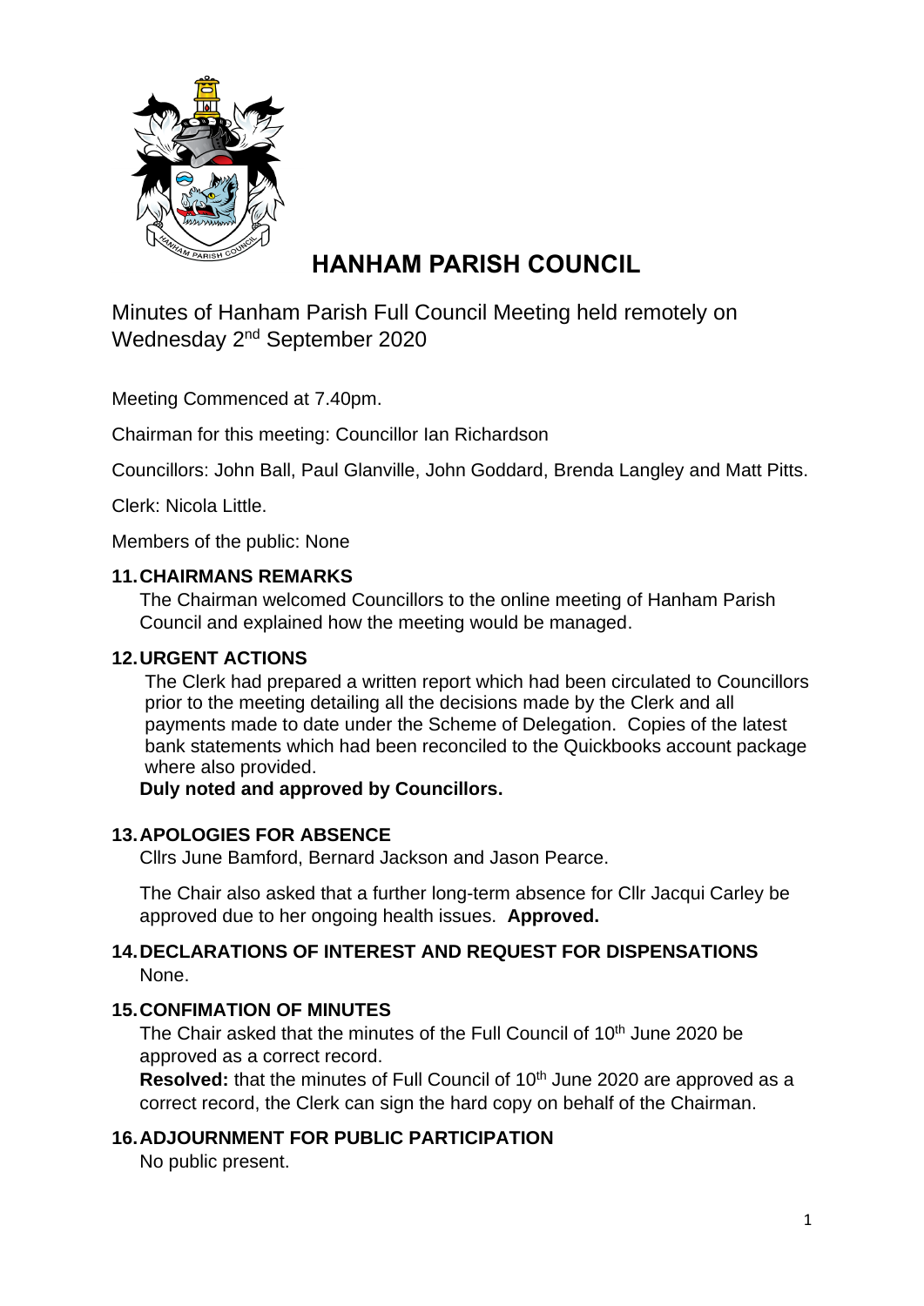# HANHAM PARISH COUNCIL

Minutes of Hanham Parish Full Council Meeting held remotely on Wednesday 2nd September 2020

Meeting Commenced at 7.40pm.

Chairman for this meeting: Councillor Ian Richardson

Councillors: John Ball, Paul Glanville, John Goddard, Brenda Langley and Matt Pitts.

Clerk: Nicola Little.

Members of the public: None

## 11. CHAIRMANS REMARKS

The Chairman welcomed Councillors to the online meeting of Hanham Parish Council and explained how the meeting would be managed.

## 12. URGENT ACTIONS

The Clerk had prepared a written report which had been circulated to Councillors prior to the meeting detailing all the decisions made by the Clerk and all payments made to date under the Scheme of Delegation. Copies of the latest bank statements which had been reconciled to the Quickbooks account package where also provided.

**Duly noted and approved by Councillors.**

## 13. APOLOGIES FOR ABSENCE

Cllrs June Bamford, Bernard Jackson and Jason Pearce.

The Chair also asked that a further long-term absence for Cllr Jacqui Carley be approved due to her ongoing health issues. **Approved.**

## 14. DECLARATIONS OF INTEREST AND REQUEST FOR DISPENSATIONS

None.

## 15. CONFIMATION OF MINUTES

The Chair asked that the minutes of the Full Council of 10th June 2020 be approved as a correct record.

**Resolved:** that the minutes of Full Council of 10th June 2020 are approved as a correct record, the Clerk can sign the hard copy on behalf of the Chairman.

## 16. ADJOURNMENT FOR PUBLIC PARTICIPATION

No public present.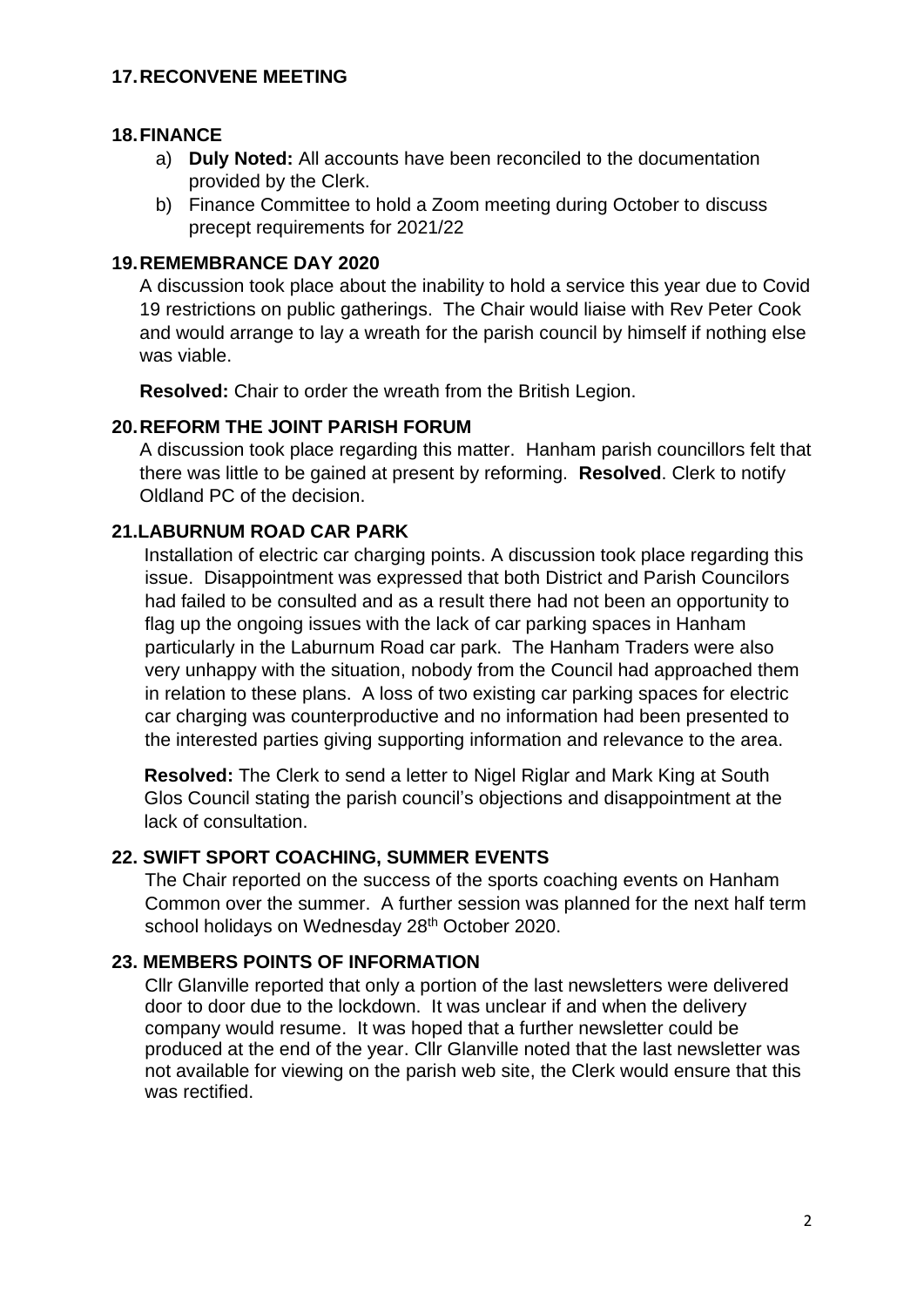## 17. RECONVENE MEETING

## 18. FINANCE

a) **Duly Noted:** All accounts have been reconciled to the documentation provided by the Clerk.

b) Finance Committee to hold a Zoom meeting during October to discuss precept requirements for 2021/22

## 19. REMEMBRANCE DAY 2020

A discussion took place about the inability to hold a service this year due to Covid 19 restrictions on public gatherings. The Chair would liaise with Rev Peter Cook and would arrange to lay a wreath for the parish council by himself if nothing else was viable.

**Resolved:** Chair to order the wreath from the British Legion.

## 20. REFORM THE JOINT PARISH FORUM

A discussion took place regarding this matter. Hanham parish councillors felt that there was little to be gained at present by reforming. **Resolved**. Clerk to notify Oldland PC of the decision.

## 21. LABURNUM ROAD CAR PARK

Installation of electric car charging points. A discussion took place regarding this issue. Disappointment was expressed that both District and Parish Councilors had failed to be consulted and as a result there had not been an opportunity to flag up the ongoing issues with the lack of car parking spaces in Hanham particularly in the Laburnum Road car park. The Hanham Traders were also very unhappy with the situation, nobody from the Council had approached them in relation to these plans. A loss of two existing car parking spaces for electric car charging was counterproductive and no information had been presented to the interested parties giving supporting information and relevance to the area.

**Resolved:** The Clerk to send a letter to Nigel Riglar and Mark King at South Glos Council stating the parish council's objections and disappointment at the lack of consultation.

## 22. SWIFT SPORT COACHING, SUMMER EVENTS

The Chair reported on the success of the sports coaching events on Hanham Common over the summer. A further session was planned for the next half term school holidays on Wednesday 28th October 2020.

## 23. MEMBERS POINTS OF INFORMATION

Cllr Glanville reported that only a portion of the last newsletters were delivered door to door due to the lockdown. It was unclear if and when the delivery company would resume. It was hoped that a further newsletter could be produced at the end of the year. Cllr Glanville noted that the last newsletter was not available for viewing on the parish web site, the Clerk would ensure that this was rectified.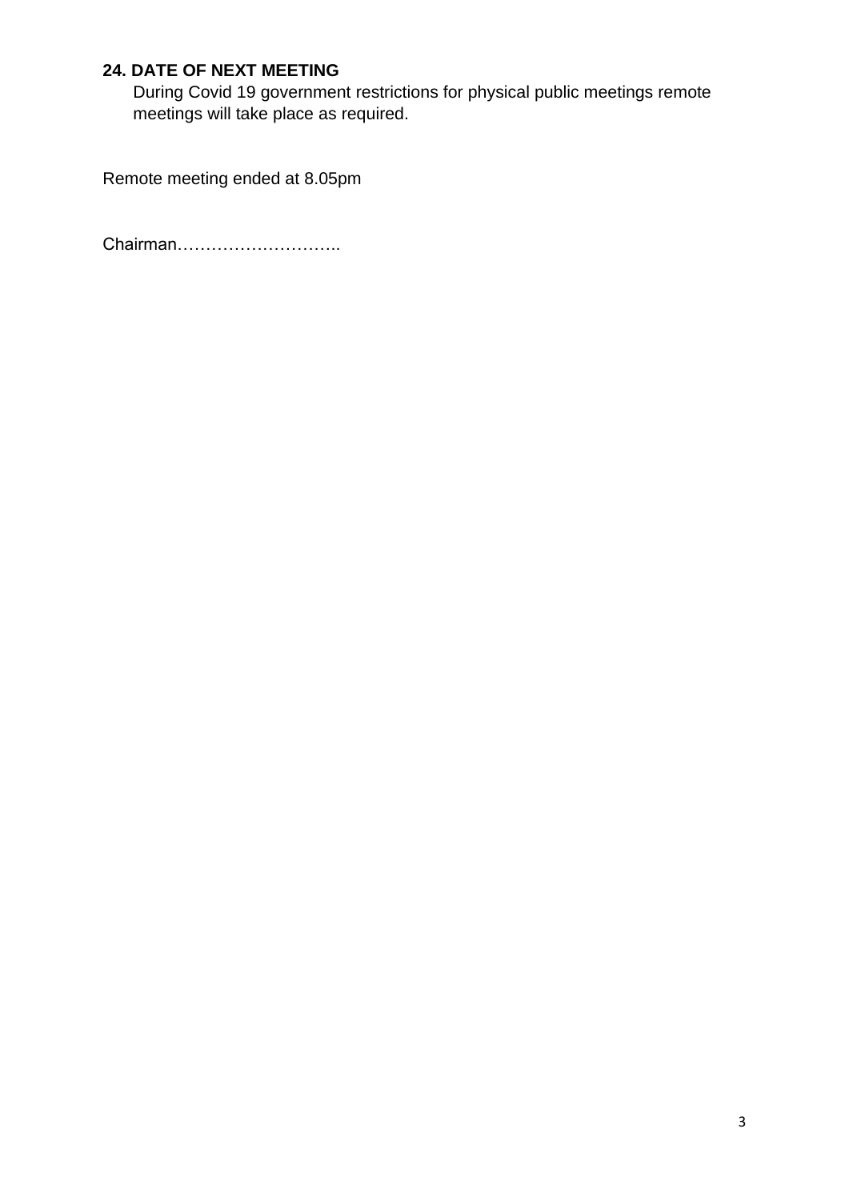## 24. DATE OF NEXT MEETING

During Covid 19 government restrictions for physical public meetings remote meetings will take place as required.

Remote meeting ended at 8.05pm

Chairman………………………..